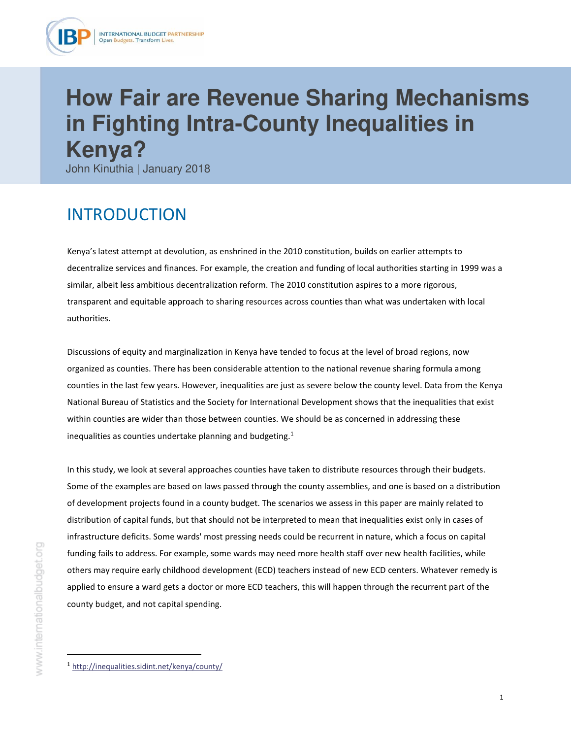# How Fair are Revenue Sharing Mechanisms in Fighting Intra-County Inequalities in Kenya?

John Kinuthia | January 2018

## INTRODUCTION

Kenya's latest attempt at devolution, as enshrined in the 2010 constitution, builds on earlier attempts to decentralize services and finances. For example, the creation and funding of local authorities starting in 1999 was a similar, albeit less ambitious decentralization reform. The 2010 constitution aspires to a more rigorous, transparent and equitable approach to sharing resources across counties than what was undertaken with local authorities.

Discussions of equity and marginalization in Kenya have tended to focus at the level of broad regions, now organized as counties. There has been considerable attention to the national revenue sharing formula among counties in the last few years. However, inequalities are just as severe below the county level. Data from the Kenya National Bureau of Statistics and the Society for International Development shows that the inequalities that exist within counties are wider than those between counties. We should be as concerned in addressing these inequalities as counties undertake planning and budgeting.[1]

In this study, we look at several approaches counties have taken to distribute resources through their budgets. Some of the examples are based on laws passed through the county assemblies, and one is based on a distribution of development projects found in a county budget. The scenarios we assess in this paper are mainly related to distribution of capital funds, but that should not be interpreted to mean that inequalities exist only in cases of infrastructure deficits. Some wards' most pressing needs could be recurrent in nature, which a focus on capital funding fails to address. For example, some wards may need more health staff over new health facilities, while others may require early childhood development (ECD) teachers instead of new ECD centers. Whatever remedy is applied to ensure a ward gets a doctor or more ECD teachers, this will happen through the recurrent part of the county budget, and not capital spending.

[1] http://inequalities.sidint.net/kenya/county/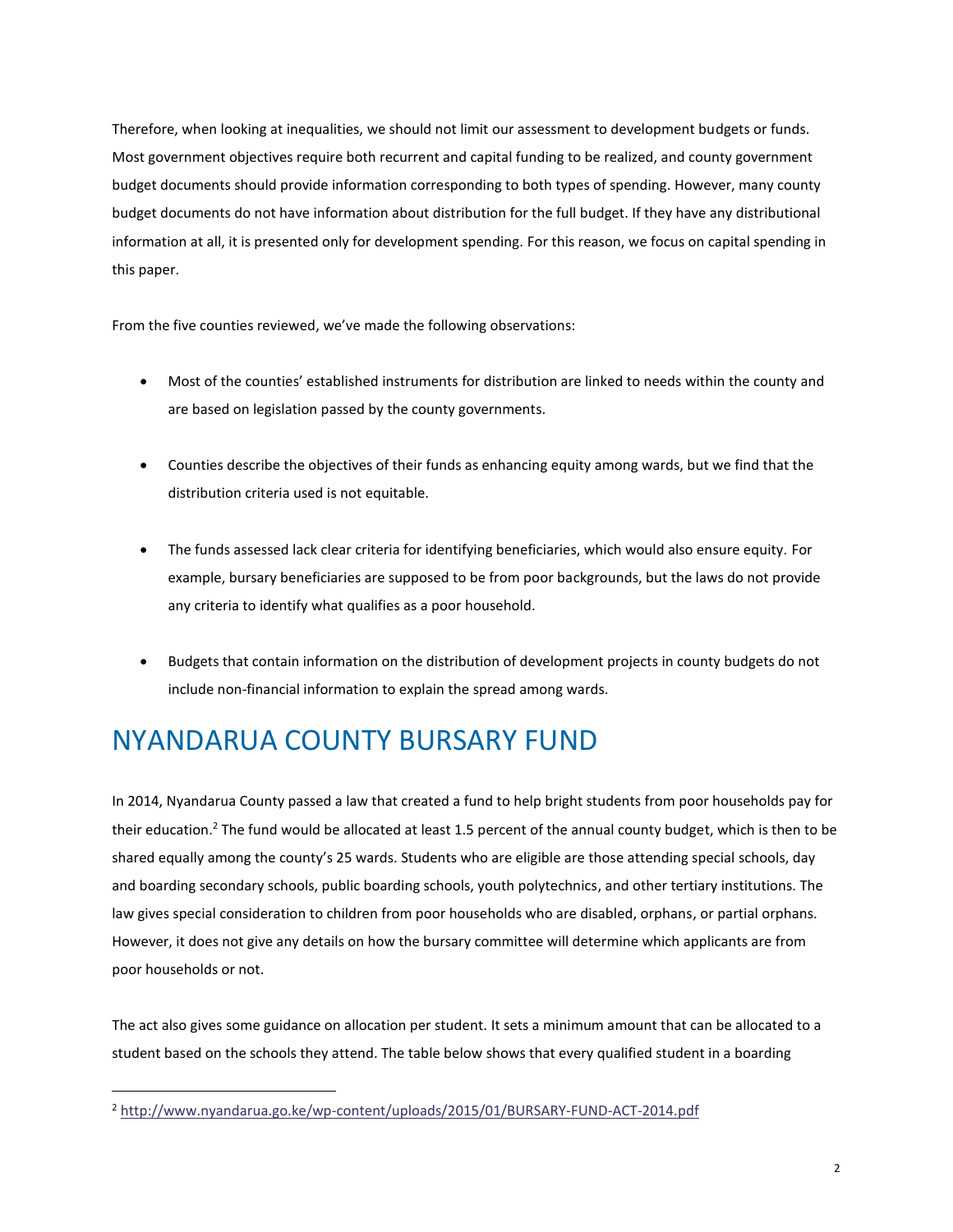Therefore, when looking at inequalities, we should not limit our assessment to development budgets or funds. Most government objectives require both recurrent and capital funding to be realized, and county government budget documents should provide information corresponding to both types of spending. However, many county budget documents do not have information about distribution for the full budget. If they have any distributional information at all, it is presented only for development spending. For this reason, we focus on capital spending in this paper.

From the five counties reviewed, we've made the following observations:

- Most of the counties' established instruments for distribution are linked to needs within the county and are based on legislation passed by the county governments.
- Counties describe the objectives of their funds as enhancing equity among wards, but we find that the distribution criteria used is not equitable.
- The funds assessed lack clear criteria for identifying beneficiaries, which would also ensure equity. For example, bursary beneficiaries are supposed to be from poor backgrounds, but the laws do not provide any criteria to identify what qualifies as a poor household.
- Budgets that contain information on the distribution of development projects in county budgets do not include non-financial information to explain the spread among wards.

# NYANDARUA COUNTY BURSARY FUND

In 2014, Nyandarua County passed a law that created a fund to help bright students from poor households pay for their education.[2] The fund would be allocated at least 1.5 percent of the annual county budget, which is then to be shared equally among the county's 25 wards. Students who are eligible are those attending special schools, day and boarding secondary schools, public boarding schools, youth polytechnics, and other tertiary institutions. The law gives special consideration to children from poor households who are disabled, orphans, or partial orphans. However, it does not give any details on how the bursary committee will determine which applicants are from poor households or not.

The act also gives some guidance on allocation per student. It sets a minimum amount that can be allocated to a student based on the schools they attend. The table below shows that every qualified student in a boarding

[2] http://www.nyandarua.go.ke/wp-content/uploads/2015/01/BURSARY-FUND-ACT-2014.pdf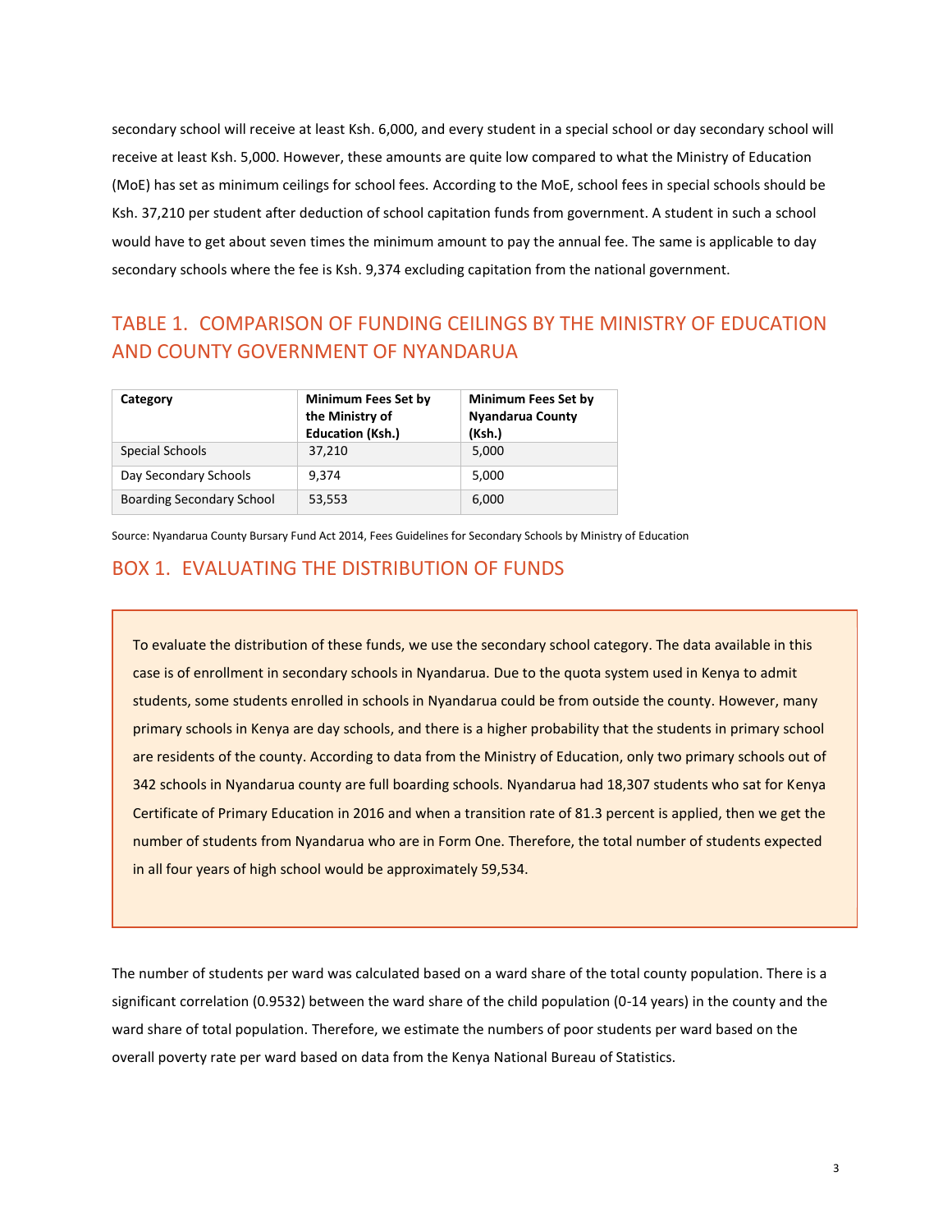secondary school will receive at least Ksh. 6,000, and every student in a special school or day secondary school will receive at least Ksh. 5,000. However, these amounts are quite low compared to what the Ministry of Education (MoE) has set as minimum ceilings for school fees. According to the MoE, school fees in special schools should be Ksh. 37,210 per student after deduction of school capitation funds from government. A student in such a school would have to get about seven times the minimum amount to pay the annual fee. The same is applicable to day secondary schools where the fee is Ksh. 9,374 excluding capitation from the national government.

## TABLE 1. COMPARISON OF FUNDING CEILINGS BY THE MINISTRY OF EDUCATION AND COUNTY GOVERNMENT OF NYANDARUA

| Category | Minimum Fees Set by the Ministry of Education (Ksh.) | Minimum Fees Set by Nyandarua County (Ksh.) |
|---|---|---|
| Special Schools | 37,210 | 5,000 |
| Day Secondary Schools | 9,374 | 5,000 |
| Boarding Secondary School | 53,553 | 6,000 |

Source: Nyandarua County Bursary Fund Act 2014, Fees Guidelines for Secondary Schools by Ministry of Education

## BOX 1. EVALUATING THE DISTRIBUTION OF FUNDS

To evaluate the distribution of these funds, we use the secondary school category. The data available in this case is of enrollment in secondary schools in Nyandarua. Due to the quota system used in Kenya to admit students, some students enrolled in schools in Nyandarua could be from outside the county. However, many primary schools in Kenya are day schools, and there is a higher probability that the students in primary school are residents of the county. According to data from the Ministry of Education, only two primary schools out of 342 schools in Nyandarua county are full boarding schools. Nyandarua had 18,307 students who sat for Kenya Certificate of Primary Education in 2016 and when a transition rate of 81.3 percent is applied, then we get the number of students from Nyandarua who are in Form One. Therefore, the total number of students expected in all four years of high school would be approximately 59,534.

The number of students per ward was calculated based on a ward share of the total county population. There is a significant correlation (0.9532) between the ward share of the child population (0-14 years) in the county and the ward share of total population. Therefore, we estimate the numbers of poor students per ward based on the overall poverty rate per ward based on data from the Kenya National Bureau of Statistics.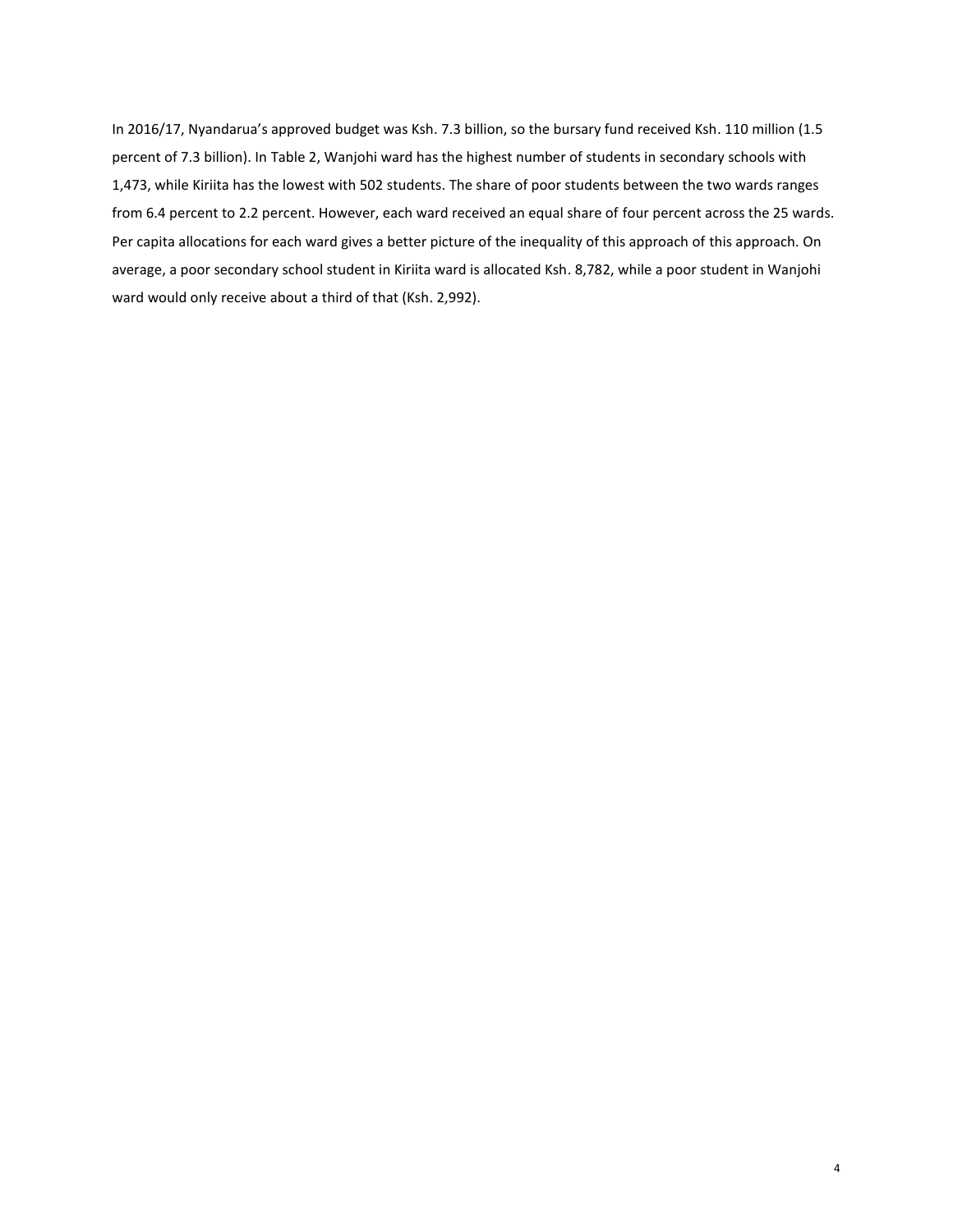In 2016/17, Nyandarua's approved budget was Ksh. 7.3 billion, so the bursary fund received Ksh. 110 million (1.5 percent of 7.3 billion). In Table 2, Wanjohi ward has the highest number of students in secondary schools with 1,473, while Kiriita has the lowest with 502 students. The share of poor students between the two wards ranges from 6.4 percent to 2.2 percent. However, each ward received an equal share of four percent across the 25 wards. Per capita allocations for each ward gives a better picture of the inequality of this approach of this approach. On average, a poor secondary school student in Kiriita ward is allocated Ksh. 8,782, while a poor student in Wanjohi ward would only receive about a third of that (Ksh. 2,992).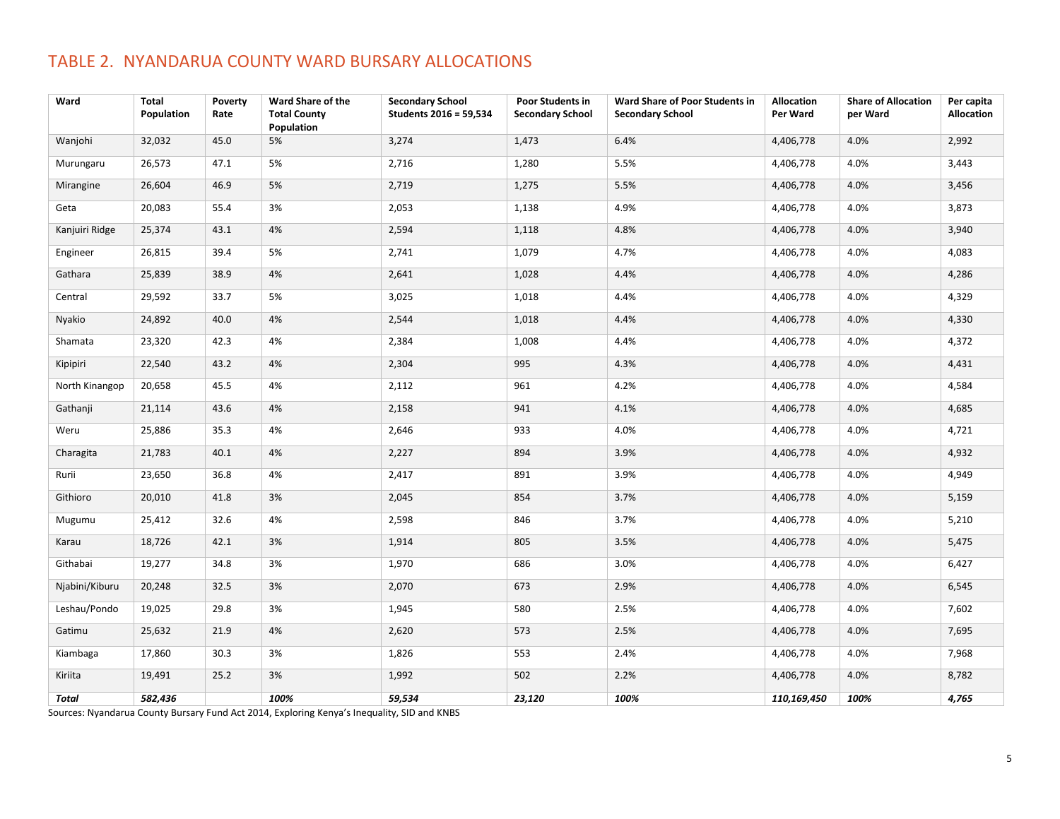## TABLE 2. NYANDARUA COUNTY WARD BURSARY ALLOCATIONS

| Ward | Total Population | Poverty Rate | Ward Share of the Total County Population | Secondary School Students 2016 = 59,534 | Poor Students in Secondary School | Ward Share of Poor Students in Secondary School | Allocation Per Ward | Share of Allocation per Ward | Per capita Allocation |
|---|---|---|---|---|---|---|---|---|---|
| Wanjohi | 32,032 | 45.0 | 5% | 3,274 | 1,473 | 6.4% | 4,406,778 | 4.0% | 2,992 |
| Murungaru | 26,573 | 47.1 | 5% | 2,716 | 1,280 | 5.5% | 4,406,778 | 4.0% | 3,443 |
| Mirangine | 26,604 | 46.9 | 5% | 2,719 | 1,275 | 5.5% | 4,406,778 | 4.0% | 3,456 |
| Geta | 20,083 | 55.4 | 3% | 2,053 | 1,138 | 4.9% | 4,406,778 | 4.0% | 3,873 |
| Kanjuiri Ridge | 25,374 | 43.1 | 4% | 2,594 | 1,118 | 4.8% | 4,406,778 | 4.0% | 3,940 |
| Engineer | 26,815 | 39.4 | 5% | 2,741 | 1,079 | 4.7% | 4,406,778 | 4.0% | 4,083 |
| Gathara | 25,839 | 38.9 | 4% | 2,641 | 1,028 | 4.4% | 4,406,778 | 4.0% | 4,286 |
| Central | 29,592 | 33.7 | 5% | 3,025 | 1,018 | 4.4% | 4,406,778 | 4.0% | 4,329 |
| Nyakio | 24,892 | 40.0 | 4% | 2,544 | 1,018 | 4.4% | 4,406,778 | 4.0% | 4,330 |
| Shamata | 23,320 | 42.3 | 4% | 2,384 | 1,008 | 4.4% | 4,406,778 | 4.0% | 4,372 |
| Kipipiri | 22,540 | 43.2 | 4% | 2,304 | 995 | 4.3% | 4,406,778 | 4.0% | 4,431 |
| North Kinangop | 20,658 | 45.5 | 4% | 2,112 | 961 | 4.2% | 4,406,778 | 4.0% | 4,584 |
| Gathanji | 21,114 | 43.6 | 4% | 2,158 | 941 | 4.1% | 4,406,778 | 4.0% | 4,685 |
| Weru | 25,886 | 35.3 | 4% | 2,646 | 933 | 4.0% | 4,406,778 | 4.0% | 4,721 |
| Charagita | 21,783 | 40.1 | 4% | 2,227 | 894 | 3.9% | 4,406,778 | 4.0% | 4,932 |
| Rurii | 23,650 | 36.8 | 4% | 2,417 | 891 | 3.9% | 4,406,778 | 4.0% | 4,949 |
| Githioro | 20,010 | 41.8 | 3% | 2,045 | 854 | 3.7% | 4,406,778 | 4.0% | 5,159 |
| Mugumu | 25,412 | 32.6 | 4% | 2,598 | 846 | 3.7% | 4,406,778 | 4.0% | 5,210 |
| Karau | 18,726 | 42.1 | 3% | 1,914 | 805 | 3.5% | 4,406,778 | 4.0% | 5,475 |
| Githabai | 19,277 | 34.8 | 3% | 1,970 | 686 | 3.0% | 4,406,778 | 4.0% | 6,427 |
| Njabini/Kiburu | 20,248 | 32.5 | 3% | 2,070 | 673 | 2.9% | 4,406,778 | 4.0% | 6,545 |
| Leshau/Pondo | 19,025 | 29.8 | 3% | 1,945 | 580 | 2.5% | 4,406,778 | 4.0% | 7,602 |
| Gatimu | 25,632 | 21.9 | 4% | 2,620 | 573 | 2.5% | 4,406,778 | 4.0% | 7,695 |
| Kiambaga | 17,860 | 30.3 | 3% | 1,826 | 553 | 2.4% | 4,406,778 | 4.0% | 7,968 |
| Kiriita | 19,491 | 25.2 | 3% | 1,992 | 502 | 2.2% | 4,406,778 | 4.0% | 8,782 |
| ***Total*** | ***582,436*** | | ***100%*** | ***59,534*** | ***23,120*** | ***100%*** | ***110,169,450*** | ***100%*** | ***4,765*** |

Sources: Nyandarua County Bursary Fund Act 2014, Exploring Kenya's Inequality, SID and KNBS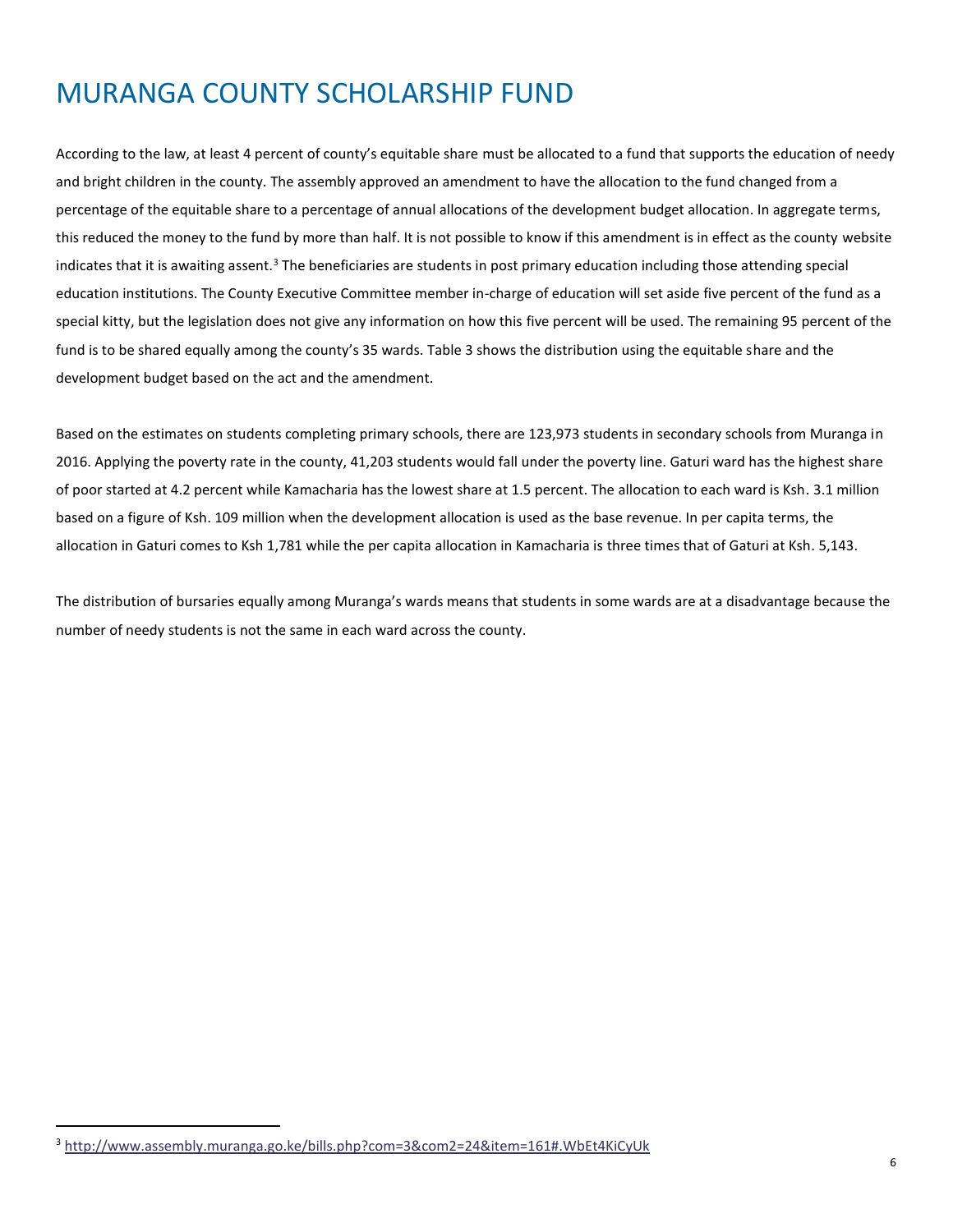# MURANGA COUNTY SCHOLARSHIP FUND

According to the law, at least 4 percent of county's equitable share must be allocated to a fund that supports the education of needy and bright children in the county. The assembly approved an amendment to have the allocation to the fund changed from a percentage of the equitable share to a percentage of annual allocations of the development budget allocation. In aggregate terms, this reduced the money to the fund by more than half. It is not possible to know if this amendment is in effect as the county website indicates that it is awaiting assent.[3] The beneficiaries are students in post primary education including those attending special education institutions. The County Executive Committee member in-charge of education will set aside five percent of the fund as a special kitty, but the legislation does not give any information on how this five percent will be used. The remaining 95 percent of the fund is to be shared equally among the county's 35 wards. Table 3 shows the distribution using the equitable share and the development budget based on the act and the amendment.

Based on the estimates on students completing primary schools, there are 123,973 students in secondary schools from Muranga in 2016. Applying the poverty rate in the county, 41,203 students would fall under the poverty line. Gaturi ward has the highest share of poor started at 4.2 percent while Kamacharia has the lowest share at 1.5 percent. The allocation to each ward is Ksh. 3.1 million based on a figure of Ksh. 109 million when the development allocation is used as the base revenue. In per capita terms, the allocation in Gaturi comes to Ksh 1,781 while the per capita allocation in Kamacharia is three times that of Gaturi at Ksh. 5,143.

The distribution of bursaries equally among Muranga's wards means that students in some wards are at a disadvantage because the number of needy students is not the same in each ward across the county.

[3] http://www.assembly.muranga.go.ke/bills.php?com=3&com2=24&item=161#.WbEt4KiCyUk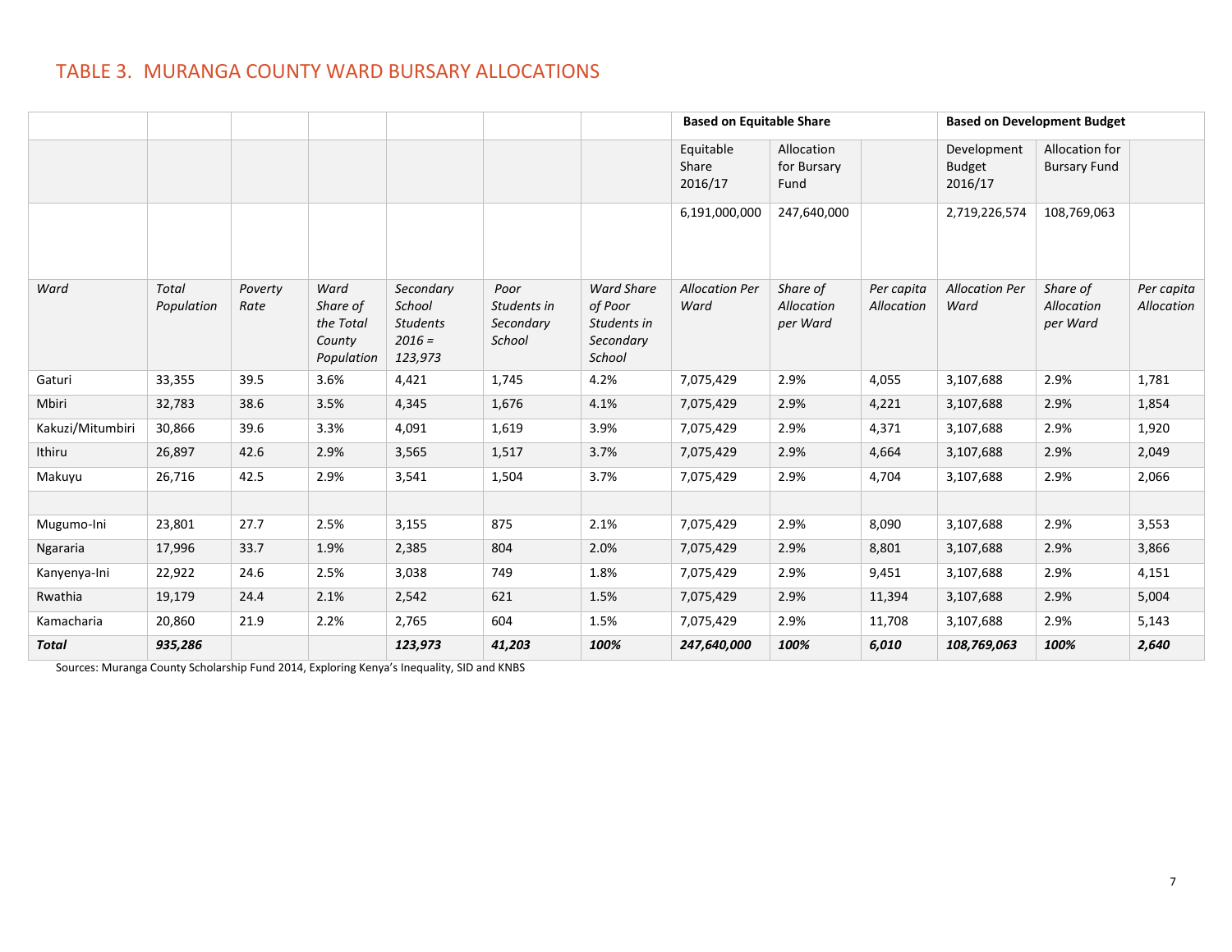## TABLE 3. MURANGA COUNTY WARD BURSARY ALLOCATIONS

| | | | | | | | Based on Equitable Share | | | Based on Development Budget | | |
|---|---|---|---|---|---|---|---|---|---|---|---|---|
| | | | | | | | Equitable Share 2016/17 | Allocation for Bursary Fund | | Development Budget 2016/17 | Allocation for Bursary Fund | |
| | | | | | | | 6,191,000,000 | 247,640,000 | | 2,719,226,574 | 108,769,063 | |
| *Ward* | *Total Population* | *Poverty Rate* | *Ward Share of the Total County Population* | *Secondary School Students 2016 = 123,973* | *Poor Students in Secondary School* | *Ward Share of Poor Students in Secondary School* | *Allocation Per Ward* | *Share of Allocation per Ward* | *Per capita Allocation* | *Allocation Per Ward* | *Share of Allocation per Ward* | *Per capita Allocation* |
| Gaturi | 33,355 | 39.5 | 3.6% | 4,421 | 1,745 | 4.2% | 7,075,429 | 2.9% | 4,055 | 3,107,688 | 2.9% | 1,781 |
| Mbiri | 32,783 | 38.6 | 3.5% | 4,345 | 1,676 | 4.1% | 7,075,429 | 2.9% | 4,221 | 3,107,688 | 2.9% | 1,854 |
| Kakuzi/Mitumbiri | 30,866 | 39.6 | 3.3% | 4,091 | 1,619 | 3.9% | 7,075,429 | 2.9% | 4,371 | 3,107,688 | 2.9% | 1,920 |
| Ithiru | 26,897 | 42.6 | 2.9% | 3,565 | 1,517 | 3.7% | 7,075,429 | 2.9% | 4,664 | 3,107,688 | 2.9% | 2,049 |
| Makuyu | 26,716 | 42.5 | 2.9% | 3,541 | 1,504 | 3.7% | 7,075,429 | 2.9% | 4,704 | 3,107,688 | 2.9% | 2,066 |
| | | | | | | | | | | | | |
| Mugumo-Ini | 23,801 | 27.7 | 2.5% | 3,155 | 875 | 2.1% | 7,075,429 | 2.9% | 8,090 | 3,107,688 | 2.9% | 3,553 |
| Ngararia | 17,996 | 33.7 | 1.9% | 2,385 | 804 | 2.0% | 7,075,429 | 2.9% | 8,801 | 3,107,688 | 2.9% | 3,866 |
| Kanyenya-Ini | 22,922 | 24.6 | 2.5% | 3,038 | 749 | 1.8% | 7,075,429 | 2.9% | 9,451 | 3,107,688 | 2.9% | 4,151 |
| Rwathia | 19,179 | 24.4 | 2.1% | 2,542 | 621 | 1.5% | 7,075,429 | 2.9% | 11,394 | 3,107,688 | 2.9% | 5,004 |
| Kamacharia | 20,860 | 21.9 | 2.2% | 2,765 | 604 | 1.5% | 7,075,429 | 2.9% | 11,708 | 3,107,688 | 2.9% | 5,143 |
| ***Total*** | ***935,286*** | | | ***123,973*** | ***41,203*** | ***100%*** | ***247,640,000*** | ***100%*** | ***6,010*** | ***108,769,063*** | ***100%*** | ***2,640*** |

Sources: Muranga County Scholarship Fund 2014, Exploring Kenya's Inequality, SID and KNBS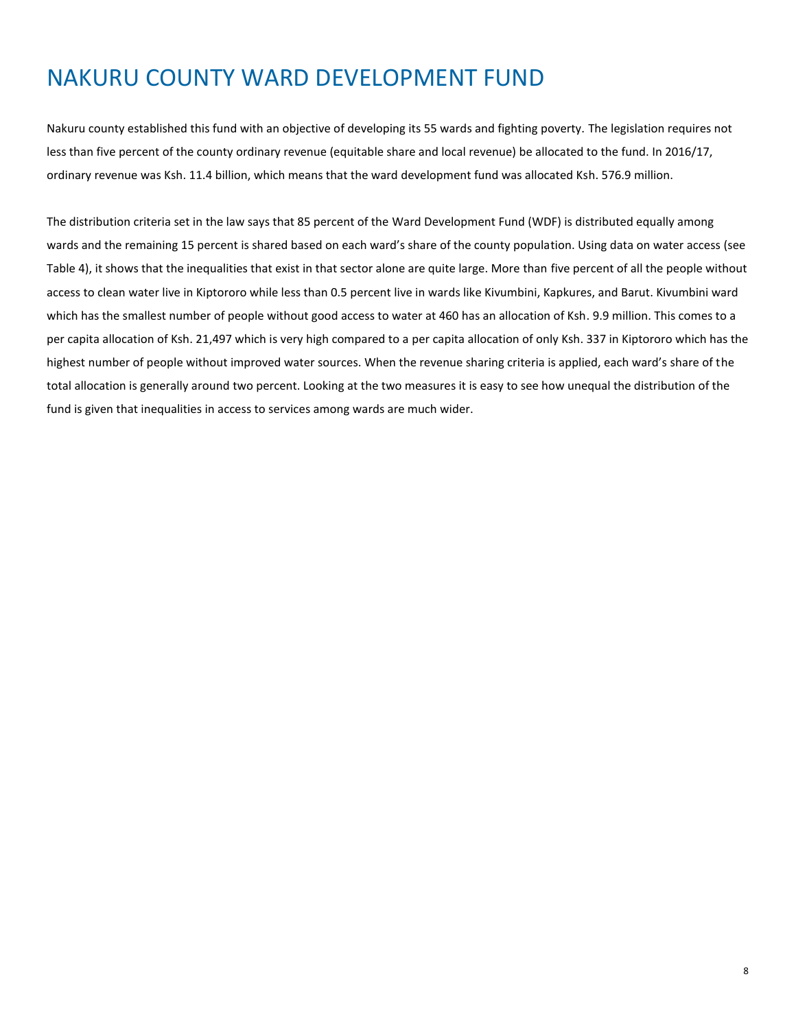# NAKURU COUNTY WARD DEVELOPMENT FUND

Nakuru county established this fund with an objective of developing its 55 wards and fighting poverty. The legislation requires not less than five percent of the county ordinary revenue (equitable share and local revenue) be allocated to the fund. In 2016/17, ordinary revenue was Ksh. 11.4 billion, which means that the ward development fund was allocated Ksh. 576.9 million.

The distribution criteria set in the law says that 85 percent of the Ward Development Fund (WDF) is distributed equally among wards and the remaining 15 percent is shared based on each ward's share of the county population. Using data on water access (see Table 4), it shows that the inequalities that exist in that sector alone are quite large. More than five percent of all the people without access to clean water live in Kiptororo while less than 0.5 percent live in wards like Kivumbini, Kapkures, and Barut. Kivumbini ward which has the smallest number of people without good access to water at 460 has an allocation of Ksh. 9.9 million. This comes to a per capita allocation of Ksh. 21,497 which is very high compared to a per capita allocation of only Ksh. 337 in Kiptororo which has the highest number of people without improved water sources. When the revenue sharing criteria is applied, each ward's share of the total allocation is generally around two percent. Looking at the two measures it is easy to see how unequal the distribution of the fund is given that inequalities in access to services among wards are much wider.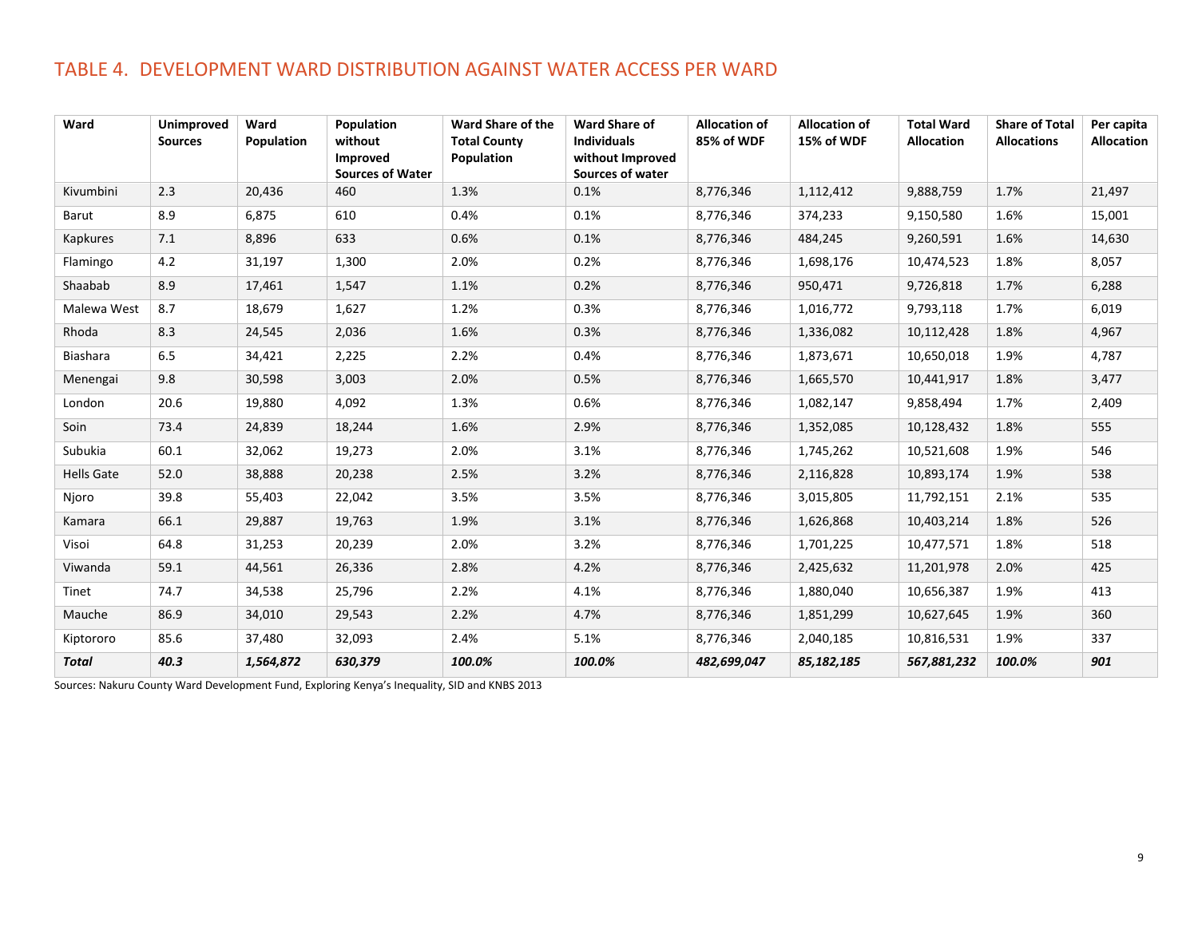## TABLE 4. DEVELOPMENT WARD DISTRIBUTION AGAINST WATER ACCESS PER WARD

| Ward | Unimproved Sources | Ward Population | Population without Improved Sources of Water | Ward Share of the Total County Population | Ward Share of Individuals without Improved Sources of water | Allocation of 85% of WDF | Allocation of 15% of WDF | Total Ward Allocation | Share of Total Allocations | Per capita Allocation |
|---|---|---|---|---|---|---|---|---|---|---|
| Kivumbini | 2.3 | 20,436 | 460 | 1.3% | 0.1% | 8,776,346 | 1,112,412 | 9,888,759 | 1.7% | 21,497 |
| Barut | 8.9 | 6,875 | 610 | 0.4% | 0.1% | 8,776,346 | 374,233 | 9,150,580 | 1.6% | 15,001 |
| Kapkures | 7.1 | 8,896 | 633 | 0.6% | 0.1% | 8,776,346 | 484,245 | 9,260,591 | 1.6% | 14,630 |
| Flamingo | 4.2 | 31,197 | 1,300 | 2.0% | 0.2% | 8,776,346 | 1,698,176 | 10,474,523 | 1.8% | 8,057 |
| Shaabab | 8.9 | 17,461 | 1,547 | 1.1% | 0.2% | 8,776,346 | 950,471 | 9,726,818 | 1.7% | 6,288 |
| Malewa West | 8.7 | 18,679 | 1,627 | 1.2% | 0.3% | 8,776,346 | 1,016,772 | 9,793,118 | 1.7% | 6,019 |
| Rhoda | 8.3 | 24,545 | 2,036 | 1.6% | 0.3% | 8,776,346 | 1,336,082 | 10,112,428 | 1.8% | 4,967 |
| Biashara | 6.5 | 34,421 | 2,225 | 2.2% | 0.4% | 8,776,346 | 1,873,671 | 10,650,018 | 1.9% | 4,787 |
| Menengai | 9.8 | 30,598 | 3,003 | 2.0% | 0.5% | 8,776,346 | 1,665,570 | 10,441,917 | 1.8% | 3,477 |
| London | 20.6 | 19,880 | 4,092 | 1.3% | 0.6% | 8,776,346 | 1,082,147 | 9,858,494 | 1.7% | 2,409 |
| Soin | 73.4 | 24,839 | 18,244 | 1.6% | 2.9% | 8,776,346 | 1,352,085 | 10,128,432 | 1.8% | 555 |
| Subukia | 60.1 | 32,062 | 19,273 | 2.0% | 3.1% | 8,776,346 | 1,745,262 | 10,521,608 | 1.9% | 546 |
| Hells Gate | 52.0 | 38,888 | 20,238 | 2.5% | 3.2% | 8,776,346 | 2,116,828 | 10,893,174 | 1.9% | 538 |
| Njoro | 39.8 | 55,403 | 22,042 | 3.5% | 3.5% | 8,776,346 | 3,015,805 | 11,792,151 | 2.1% | 535 |
| Kamara | 66.1 | 29,887 | 19,763 | 1.9% | 3.1% | 8,776,346 | 1,626,868 | 10,403,214 | 1.8% | 526 |
| Visoi | 64.8 | 31,253 | 20,239 | 2.0% | 3.2% | 8,776,346 | 1,701,225 | 10,477,571 | 1.8% | 518 |
| Viwanda | 59.1 | 44,561 | 26,336 | 2.8% | 4.2% | 8,776,346 | 2,425,632 | 11,201,978 | 2.0% | 425 |
| Tinet | 74.7 | 34,538 | 25,796 | 2.2% | 4.1% | 8,776,346 | 1,880,040 | 10,656,387 | 1.9% | 413 |
| Mauche | 86.9 | 34,010 | 29,543 | 2.2% | 4.7% | 8,776,346 | 1,851,299 | 10,627,645 | 1.9% | 360 |
| Kiptororo | 85.6 | 37,480 | 32,093 | 2.4% | 5.1% | 8,776,346 | 2,040,185 | 10,816,531 | 1.9% | 337 |
| ***Total*** | ***40.3*** | ***1,564,872*** | ***630,379*** | ***100.0%*** | ***100.0%*** | ***482,699,047*** | ***85,182,185*** | ***567,881,232*** | ***100.0%*** | ***901*** |

Sources: Nakuru County Ward Development Fund, Exploring Kenya's Inequality, SID and KNBS 2013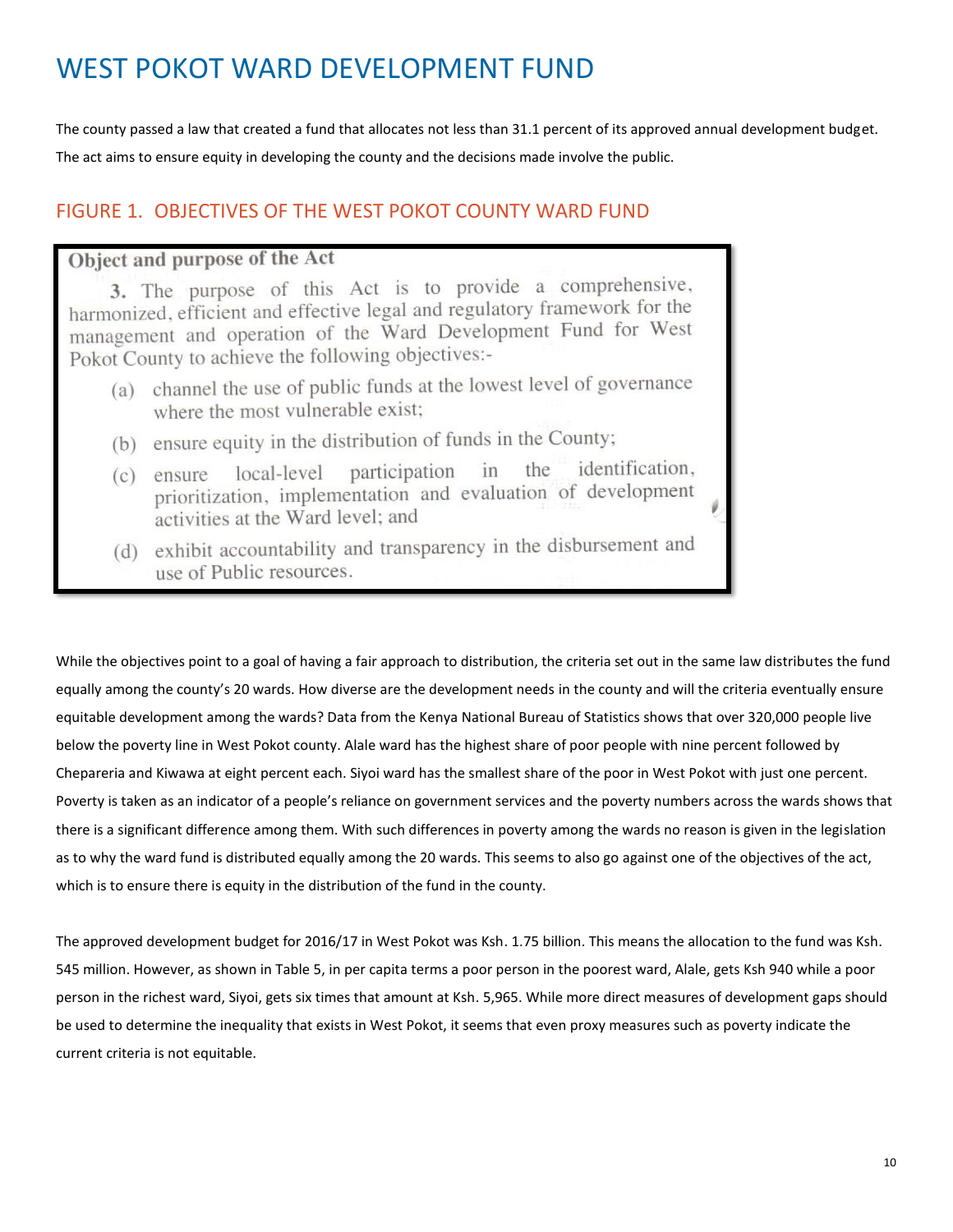# WEST POKOT WARD DEVELOPMENT FUND

The county passed a law that created a fund that allocates not less than 31.1 percent of its approved annual development budget. The act aims to ensure equity in developing the county and the decisions made involve the public.

## FIGURE 1. OBJECTIVES OF THE WEST POKOT COUNTY WARD FUND

**Object and purpose of the Act**

**3.** The purpose of this Act is to provide a comprehensive, harmonized, efficient and effective legal and regulatory framework for the management and operation of the Ward Development Fund for West Pokot County to achieve the following objectives:-

(a) channel the use of public funds at the lowest level of governance where the most vulnerable exist;

(b) ensure equity in the distribution of funds in the County;

(c) ensure local-level participation in the identification, prioritization, implementation and evaluation of development activities at the Ward level; and

(d) exhibit accountability and transparency in the disbursement and use of Public resources.

While the objectives point to a goal of having a fair approach to distribution, the criteria set out in the same law distributes the fund equally among the county's 20 wards. How diverse are the development needs in the county and will the criteria eventually ensure equitable development among the wards? Data from the Kenya National Bureau of Statistics shows that over 320,000 people live below the poverty line in West Pokot county. Alale ward has the highest share of poor people with nine percent followed by Chepareria and Kiwawa at eight percent each. Siyoi ward has the smallest share of the poor in West Pokot with just one percent. Poverty is taken as an indicator of a people's reliance on government services and the poverty numbers across the wards shows that there is a significant difference among them. With such differences in poverty among the wards no reason is given in the legislation as to why the ward fund is distributed equally among the 20 wards. This seems to also go against one of the objectives of the act, which is to ensure there is equity in the distribution of the fund in the county.

The approved development budget for 2016/17 in West Pokot was Ksh. 1.75 billion. This means the allocation to the fund was Ksh. 545 million. However, as shown in Table 5, in per capita terms a poor person in the poorest ward, Alale, gets Ksh 940 while a poor person in the richest ward, Siyoi, gets six times that amount at Ksh. 5,965. While more direct measures of development gaps should be used to determine the inequality that exists in West Pokot, it seems that even proxy measures such as poverty indicate the current criteria is not equitable.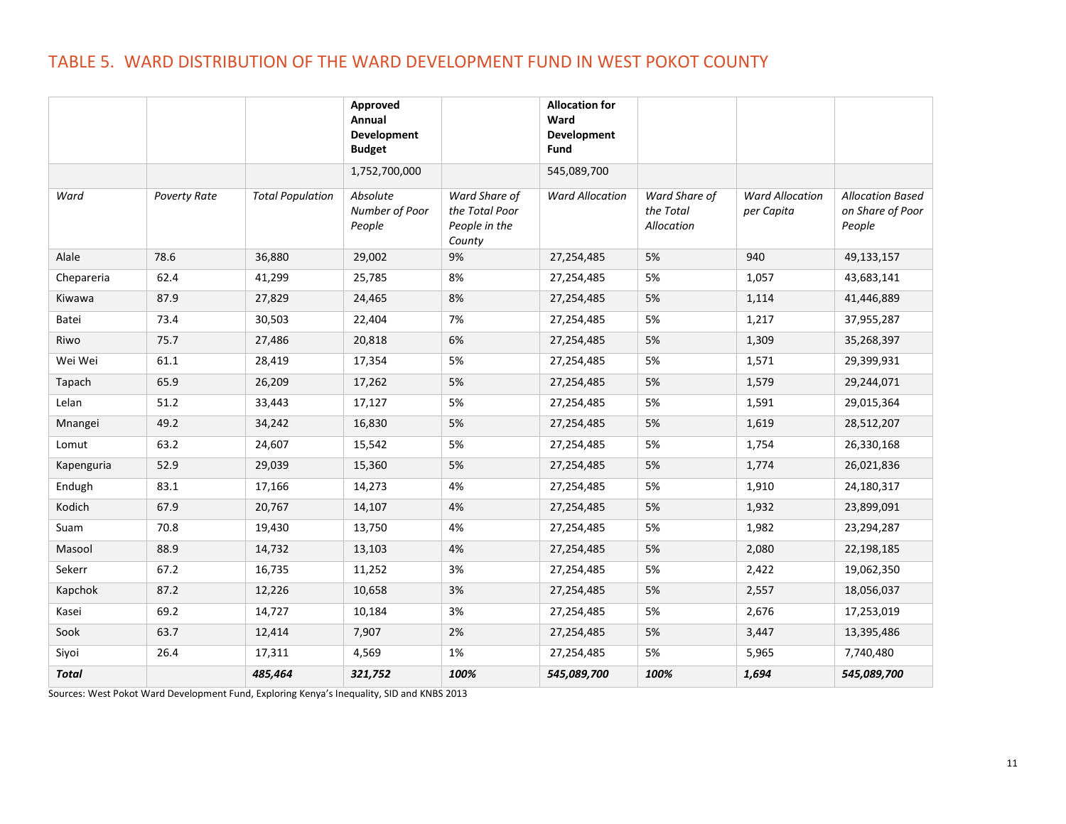## TABLE 5. WARD DISTRIBUTION OF THE WARD DEVELOPMENT FUND IN WEST POKOT COUNTY

| | | | **Approved Annual Development Budget** | | **Allocation for Ward Development Fund** | | | |
|---|---|---|---|---|---|---|---|---|
| | | | 1,752,700,000 | | 545,089,700 | | | |
| *Ward* | *Poverty Rate* | *Total Population* | *Absolute Number of Poor People* | *Ward Share of the Total Poor People in the County* | *Ward Allocation* | *Ward Share of the Total Allocation* | *Ward Allocation per Capita* | *Allocation Based on Share of Poor People* |
| Alale | 78.6 | 36,880 | 29,002 | 9% | 27,254,485 | 5% | 940 | 49,133,157 |
| Chepareria | 62.4 | 41,299 | 25,785 | 8% | 27,254,485 | 5% | 1,057 | 43,683,141 |
| Kiwawa | 87.9 | 27,829 | 24,465 | 8% | 27,254,485 | 5% | 1,114 | 41,446,889 |
| Batei | 73.4 | 30,503 | 22,404 | 7% | 27,254,485 | 5% | 1,217 | 37,955,287 |
| Riwo | 75.7 | 27,486 | 20,818 | 6% | 27,254,485 | 5% | 1,309 | 35,268,397 |
| Wei Wei | 61.1 | 28,419 | 17,354 | 5% | 27,254,485 | 5% | 1,571 | 29,399,931 |
| Tapach | 65.9 | 26,209 | 17,262 | 5% | 27,254,485 | 5% | 1,579 | 29,244,071 |
| Lelan | 51.2 | 33,443 | 17,127 | 5% | 27,254,485 | 5% | 1,591 | 29,015,364 |
| Mnangei | 49.2 | 34,242 | 16,830 | 5% | 27,254,485 | 5% | 1,619 | 28,512,207 |
| Lomut | 63.2 | 24,607 | 15,542 | 5% | 27,254,485 | 5% | 1,754 | 26,330,168 |
| Kapenguria | 52.9 | 29,039 | 15,360 | 5% | 27,254,485 | 5% | 1,774 | 26,021,836 |
| Endugh | 83.1 | 17,166 | 14,273 | 4% | 27,254,485 | 5% | 1,910 | 24,180,317 |
| Kodich | 67.9 | 20,767 | 14,107 | 4% | 27,254,485 | 5% | 1,932 | 23,899,091 |
| Suam | 70.8 | 19,430 | 13,750 | 4% | 27,254,485 | 5% | 1,982 | 23,294,287 |
| Masool | 88.9 | 14,732 | 13,103 | 4% | 27,254,485 | 5% | 2,080 | 22,198,185 |
| Sekerr | 67.2 | 16,735 | 11,252 | 3% | 27,254,485 | 5% | 2,422 | 19,062,350 |
| Kapchok | 87.2 | 12,226 | 10,658 | 3% | 27,254,485 | 5% | 2,557 | 18,056,037 |
| Kasei | 69.2 | 14,727 | 10,184 | 3% | 27,254,485 | 5% | 2,676 | 17,253,019 |
| Sook | 63.7 | 12,414 | 7,907 | 2% | 27,254,485 | 5% | 3,447 | 13,395,486 |
| Siyoi | 26.4 | 17,311 | 4,569 | 1% | 27,254,485 | 5% | 5,965 | 7,740,480 |
| ***Total*** | | ***485,464*** | ***321,752*** | ***100%*** | ***545,089,700*** | ***100%*** | ***1,694*** | ***545,089,700*** |

Sources: West Pokot Ward Development Fund, Exploring Kenya's Inequality, SID and KNBS 2013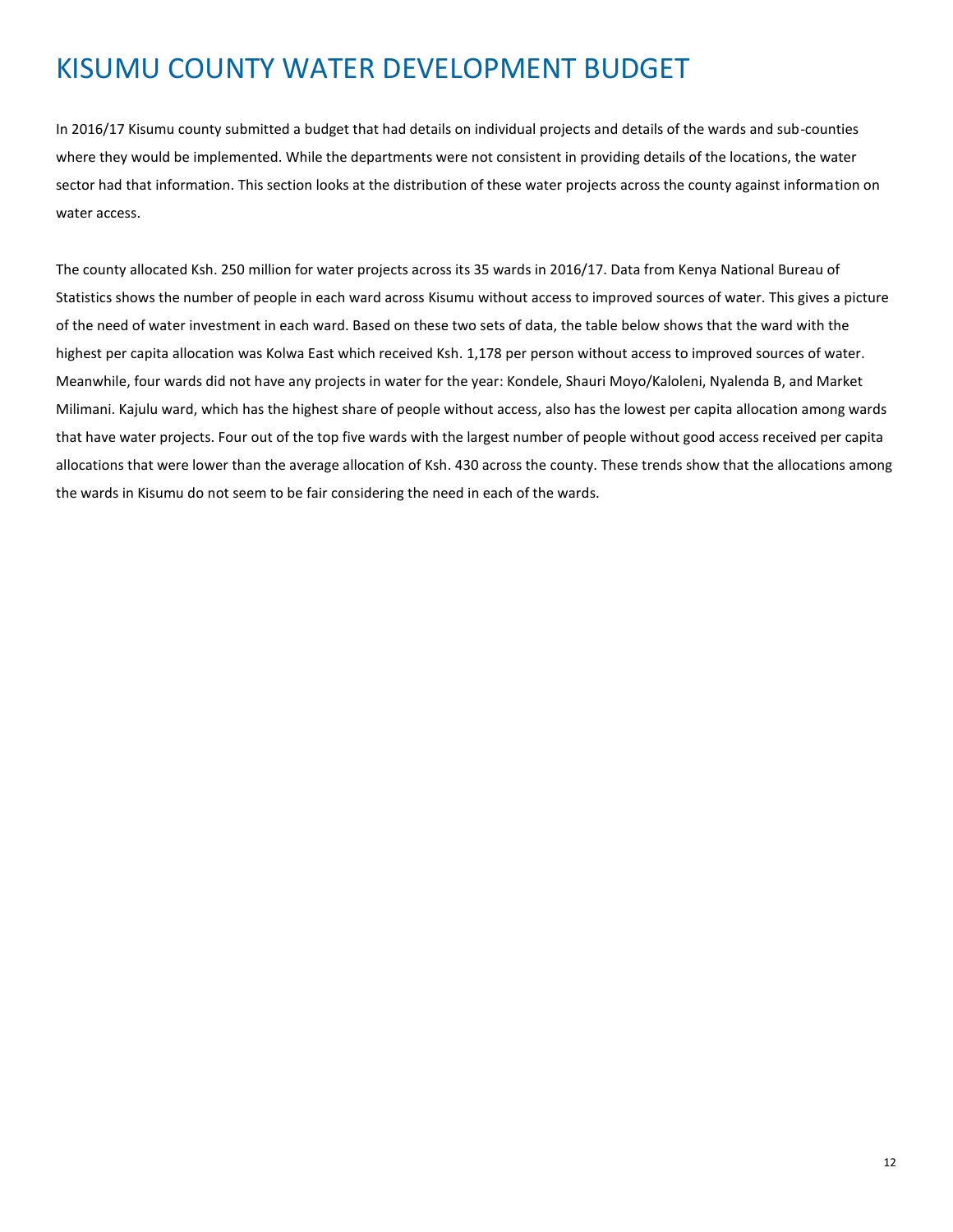# KISUMU COUNTY WATER DEVELOPMENT BUDGET

In 2016/17 Kisumu county submitted a budget that had details on individual projects and details of the wards and sub-counties where they would be implemented. While the departments were not consistent in providing details of the locations, the water sector had that information. This section looks at the distribution of these water projects across the county against information on water access.

The county allocated Ksh. 250 million for water projects across its 35 wards in 2016/17. Data from Kenya National Bureau of Statistics shows the number of people in each ward across Kisumu without access to improved sources of water. This gives a picture of the need of water investment in each ward. Based on these two sets of data, the table below shows that the ward with the highest per capita allocation was Kolwa East which received Ksh. 1,178 per person without access to improved sources of water. Meanwhile, four wards did not have any projects in water for the year: Kondele, Shauri Moyo/Kaloleni, Nyalenda B, and Market Milimani. Kajulu ward, which has the highest share of people without access, also has the lowest per capita allocation among wards that have water projects. Four out of the top five wards with the largest number of people without good access received per capita allocations that were lower than the average allocation of Ksh. 430 across the county. These trends show that the allocations among the wards in Kisumu do not seem to be fair considering the need in each of the wards.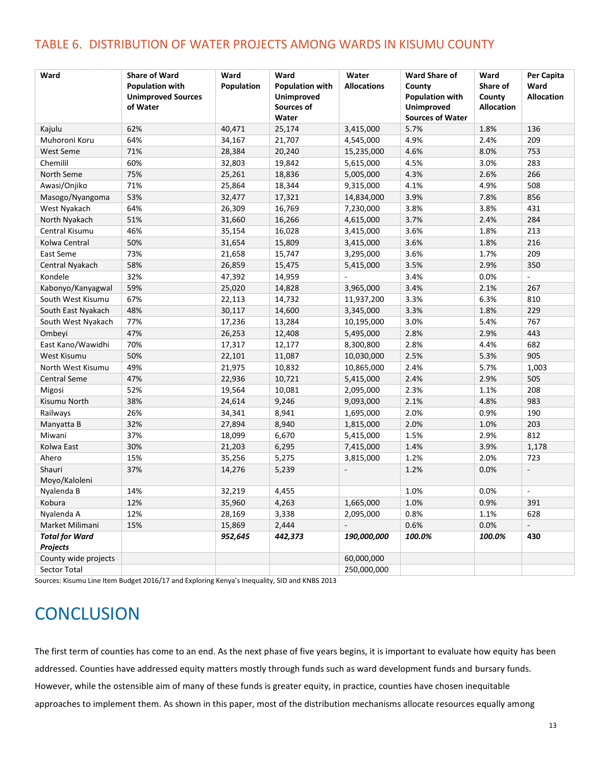## TABLE 6. DISTRIBUTION OF WATER PROJECTS AMONG WARDS IN KISUMU COUNTY

| Ward | Share of Ward Population with Unimproved Sources of Water | Ward Population | Ward Population with Unimproved Sources of Water | Water Allocations | Ward Share of County Population with Unimproved Sources of Water | Ward Share of County Allocation | Per Capita Ward Allocation |
|---|---|---|---|---|---|---|---|
| Kajulu | 62% | 40,471 | 25,174 | 3,415,000 | 5.7% | 1.8% | 136 |
| Muhoroni Koru | 64% | 34,167 | 21,707 | 4,545,000 | 4.9% | 2.4% | 209 |
| West Seme | 71% | 28,384 | 20,240 | 15,235,000 | 4.6% | 8.0% | 753 |
| Chemilil | 60% | 32,803 | 19,842 | 5,615,000 | 4.5% | 3.0% | 283 |
| North Seme | 75% | 25,261 | 18,836 | 5,005,000 | 4.3% | 2.6% | 266 |
| Awasi/Onjiko | 71% | 25,864 | 18,344 | 9,315,000 | 4.1% | 4.9% | 508 |
| Masogo/Nyangoma | 53% | 32,477 | 17,321 | 14,834,000 | 3.9% | 7.8% | 856 |
| West Nyakach | 64% | 26,309 | 16,769 | 7,230,000 | 3.8% | 3.8% | 431 |
| North Nyakach | 51% | 31,660 | 16,266 | 4,615,000 | 3.7% | 2.4% | 284 |
| Central Kisumu | 46% | 35,154 | 16,028 | 3,415,000 | 3.6% | 1.8% | 213 |
| Kolwa Central | 50% | 31,654 | 15,809 | 3,415,000 | 3.6% | 1.8% | 216 |
| East Seme | 73% | 21,658 | 15,747 | 3,295,000 | 3.6% | 1.7% | 209 |
| Central Nyakach | 58% | 26,859 | 15,475 | 5,415,000 | 3.5% | 2.9% | 350 |
| Kondele | 32% | 47,392 | 14,959 | - | 3.4% | 0.0% | - |
| Kabonyo/Kanyagwal | 59% | 25,020 | 14,828 | 3,965,000 | 3.4% | 2.1% | 267 |
| South West Kisumu | 67% | 22,113 | 14,732 | 11,937,200 | 3.3% | 6.3% | 810 |
| South East Nyakach | 48% | 30,117 | 14,600 | 3,345,000 | 3.3% | 1.8% | 229 |
| South West Nyakach | 77% | 17,236 | 13,284 | 10,195,000 | 3.0% | 5.4% | 767 |
| Ombeyi | 47% | 26,253 | 12,408 | 5,495,000 | 2.8% | 2.9% | 443 |
| East Kano/Wawidhi | 70% | 17,317 | 12,177 | 8,300,800 | 2.8% | 4.4% | 682 |
| West Kisumu | 50% | 22,101 | 11,087 | 10,030,000 | 2.5% | 5.3% | 905 |
| North West Kisumu | 49% | 21,975 | 10,832 | 10,865,000 | 2.4% | 5.7% | 1,003 |
| Central Seme | 47% | 22,936 | 10,721 | 5,415,000 | 2.4% | 2.9% | 505 |
| Migosi | 52% | 19,564 | 10,081 | 2,095,000 | 2.3% | 1.1% | 208 |
| Kisumu North | 38% | 24,614 | 9,246 | 9,093,000 | 2.1% | 4.8% | 983 |
| Railways | 26% | 34,341 | 8,941 | 1,695,000 | 2.0% | 0.9% | 190 |
| Manyatta B | 32% | 27,894 | 8,940 | 1,815,000 | 2.0% | 1.0% | 203 |
| Miwani | 37% | 18,099 | 6,670 | 5,415,000 | 1.5% | 2.9% | 812 |
| Kolwa East | 30% | 21,203 | 6,295 | 7,415,000 | 1.4% | 3.9% | 1,178 |
| Ahero | 15% | 35,256 | 5,275 | 3,815,000 | 1.2% | 2.0% | 723 |
| Shauri Moyo/Kaloleni | 37% | 14,276 | 5,239 | - | 1.2% | 0.0% | - |
| Nyalenda B | 14% | 32,219 | 4,455 | | 1.0% | 0.0% | - |
| Kobura | 12% | 35,960 | 4,263 | 1,665,000 | 1.0% | 0.9% | 391 |
| Nyalenda A | 12% | 28,169 | 3,338 | 2,095,000 | 0.8% | 1.1% | 628 |
| Market Milimani | 15% | 15,869 | 2,444 | - | 0.6% | 0.0% | - |
| ***Total for Ward Projects*** | | ***952,645*** | ***442,373*** | ***190,000,000*** | ***100.0%*** | ***100.0%*** | **430** |
| County wide projects | | | | 60,000,000 | | | |
| Sector Total | | | | 250,000,000 | | | |

Sources: Kisumu Line Item Budget 2016/17 and Exploring Kenya's Inequality, SID and KNBS 2013

# CONCLUSION

The first term of counties has come to an end. As the next phase of five years begins, it is important to evaluate how equity has been addressed. Counties have addressed equity matters mostly through funds such as ward development funds and bursary funds. However, while the ostensible aim of many of these funds is greater equity, in practice, counties have chosen inequitable approaches to implement them. As shown in this paper, most of the distribution mechanisms allocate resources equally among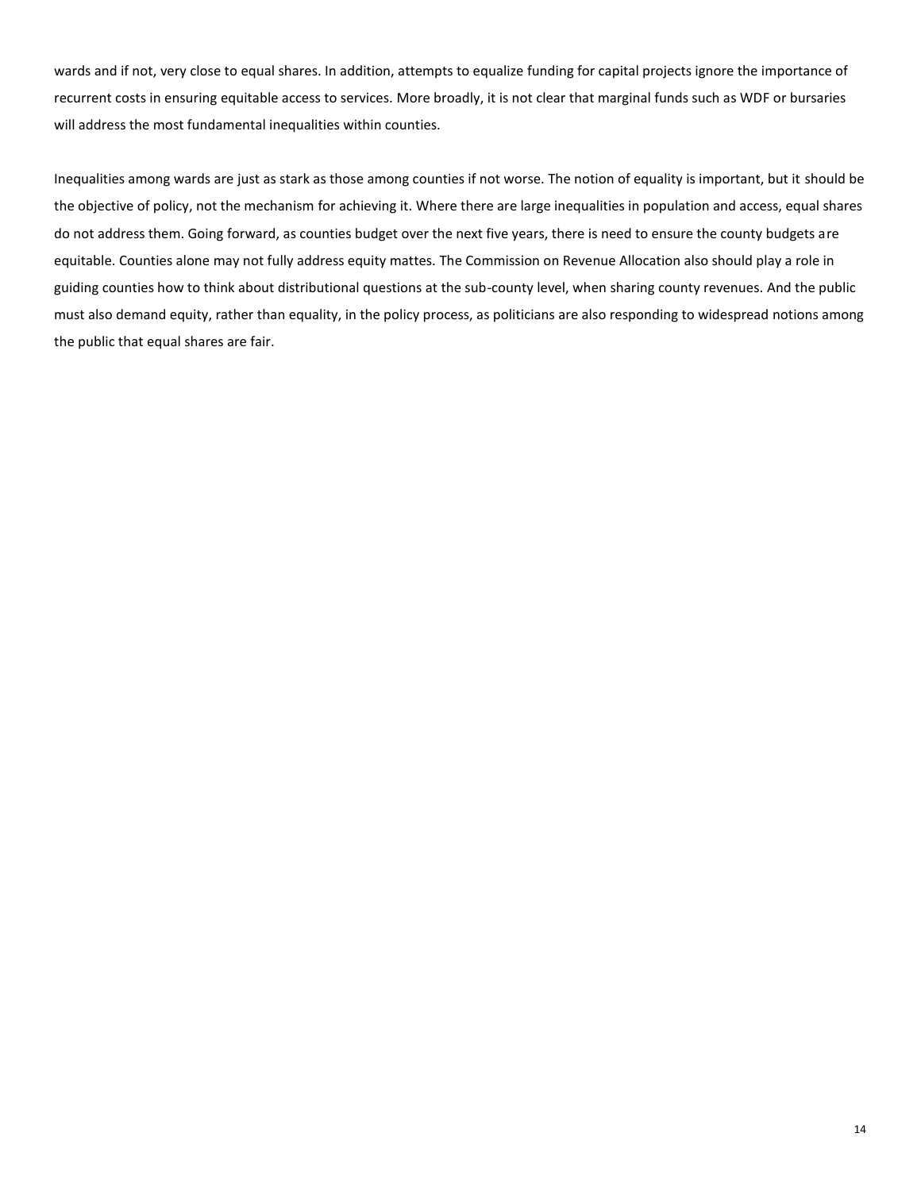wards and if not, very close to equal shares. In addition, attempts to equalize funding for capital projects ignore the importance of recurrent costs in ensuring equitable access to services. More broadly, it is not clear that marginal funds such as WDF or bursaries will address the most fundamental inequalities within counties.

Inequalities among wards are just as stark as those among counties if not worse. The notion of equality is important, but it should be the objective of policy, not the mechanism for achieving it. Where there are large inequalities in population and access, equal shares do not address them. Going forward, as counties budget over the next five years, there is need to ensure the county budgets are equitable. Counties alone may not fully address equity mattes. The Commission on Revenue Allocation also should play a role in guiding counties how to think about distributional questions at the sub-county level, when sharing county revenues. And the public must also demand equity, rather than equality, in the policy process, as politicians are also responding to widespread notions among the public that equal shares are fair.